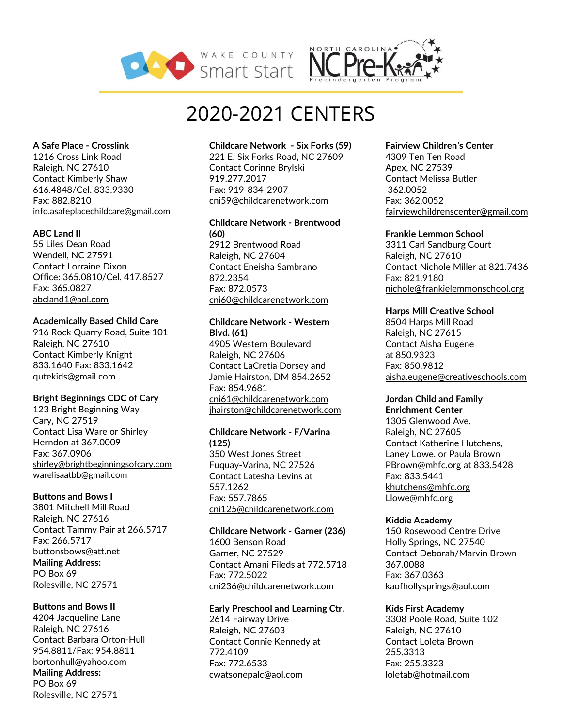WAKE COUNTY Smart Start

NORTH CAROLINA NC Pre-K Prekindergarten Program

# 2020-2021 CENTERS

**A Safe Place - Crosslink**
1216 Cross Link Road
Raleigh, NC 27610
Contact Kimberly Shaw
616.4848/Cel. 833.9330
Fax: 882.8210
info.asafeplacechildcare@gmail.com

**ABC Land II**
55 Liles Dean Road
Wendell, NC 27591
Contact Lorraine Dixon
Office: 365.0810/Cel. 417.8527
Fax: 365.0827
abcland1@aol.com

**Academically Based Child Care**
916 Rock Quarry Road, Suite 101
Raleigh, NC 27610
Contact Kimberly Knight
833.1640 Fax: 833.1642
qutekids@gmail.com

**Bright Beginnings CDC of Cary**
123 Bright Beginning Way
Cary, NC 27519
Contact Lisa Ware or Shirley Herndon at 367.0009
Fax: 367.0906
shirley@brightbeginningsofcary.com
warelisaatbb@gmail.com

**Buttons and Bows I**
3801 Mitchell Mill Road
Raleigh, NC 27616
Contact Tammy Pair at 266.5717
Fax: 266.5717
buttonsbows@att.net
**Mailing Address:**
PO Box 69
Rolesville, NC 27571

**Buttons and Bows II**
4204 Jacqueline Lane
Raleigh, NC 27616
Contact Barbara Orton-Hull
954.8811/Fax: 954.8811
bortonhull@yahoo.com
**Mailing Address:**
PO Box 69
Rolesville, NC 27571

**Childcare Network - Six Forks (59)**
221 E. Six Forks Road, NC 27609
Contact Corinne Brylski
919.277.2017
Fax: 919-834-2907
cni59@childcarenetwork.com

**Childcare Network - Brentwood (60)**
2912 Brentwood Road
Raleigh, NC 27604
Contact Eneisha Sambrano
872.2354
Fax: 872.0573
cni60@childcarenetwork.com

**Childcare Network - Western Blvd. (61)**
4905 Western Boulevard
Raleigh, NC 27606
Contact LaCretia Dorsey and Jamie Hairston, DM 854.2652
Fax: 854.9681
cni61@childcarenetwork.com
jhairston@childcarenetwork.com

**Childcare Network - F/Varina (125)**
350 West Jones Street
Fuquay-Varina, NC 27526
Contact Latesha Levins at 557.1262
Fax: 557.7865
cni125@childcarenetwork.com

**Childcare Network - Garner (236)**
1600 Benson Road
Garner, NC 27529
Contact Amani Fileds at 772.5718
Fax: 772.5022
cni236@childcarenetwork.com

**Early Preschool and Learning Ctr.**
2614 Fairway Drive
Raleigh, NC 27603
Contact Connie Kennedy at 772.4109
Fax: 772.6533
cwatsonepalc@aol.com

**Fairview Children's Center**
4309 Ten Ten Road
Apex, NC 27539
Contact Melissa Butler
362.0052
Fax: 362.0052
fairviewchildrenscenter@gmail.com

**Frankie Lemmon School**
3311 Carl Sandburg Court
Raleigh, NC 27610
Contact Nichole Miller at 821.7436
Fax: 821.9180
nichole@frankielemmonschool.org

**Harps Mill Creative School**
8504 Harps Mill Road
Raleigh, NC 27615
Contact Aisha Eugene at 850.9323
Fax: 850.9812
aisha.eugene@creativeschools.com

**Jordan Child and Family Enrichment Center**
1305 Glenwood Ave.
Raleigh, NC 27605
Contact Katherine Hutchens, Laney Lowe, or Paula Brown
PBrown@mhfc.org at 833.5428
Fax: 833.5441
khutchens@mhfc.org
Llowe@mhfc.org

**Kiddie Academy**
150 Rosewood Centre Drive
Holly Springs, NC 27540
Contact Deborah/Marvin Brown
367.0088
Fax: 367.0363
kaofhollysprings@aol.com

**Kids First Academy**
3308 Poole Road, Suite 102
Raleigh, NC 27610
Contact Loleta Brown
255.3313
Fax: 255.3323
loletab@hotmail.com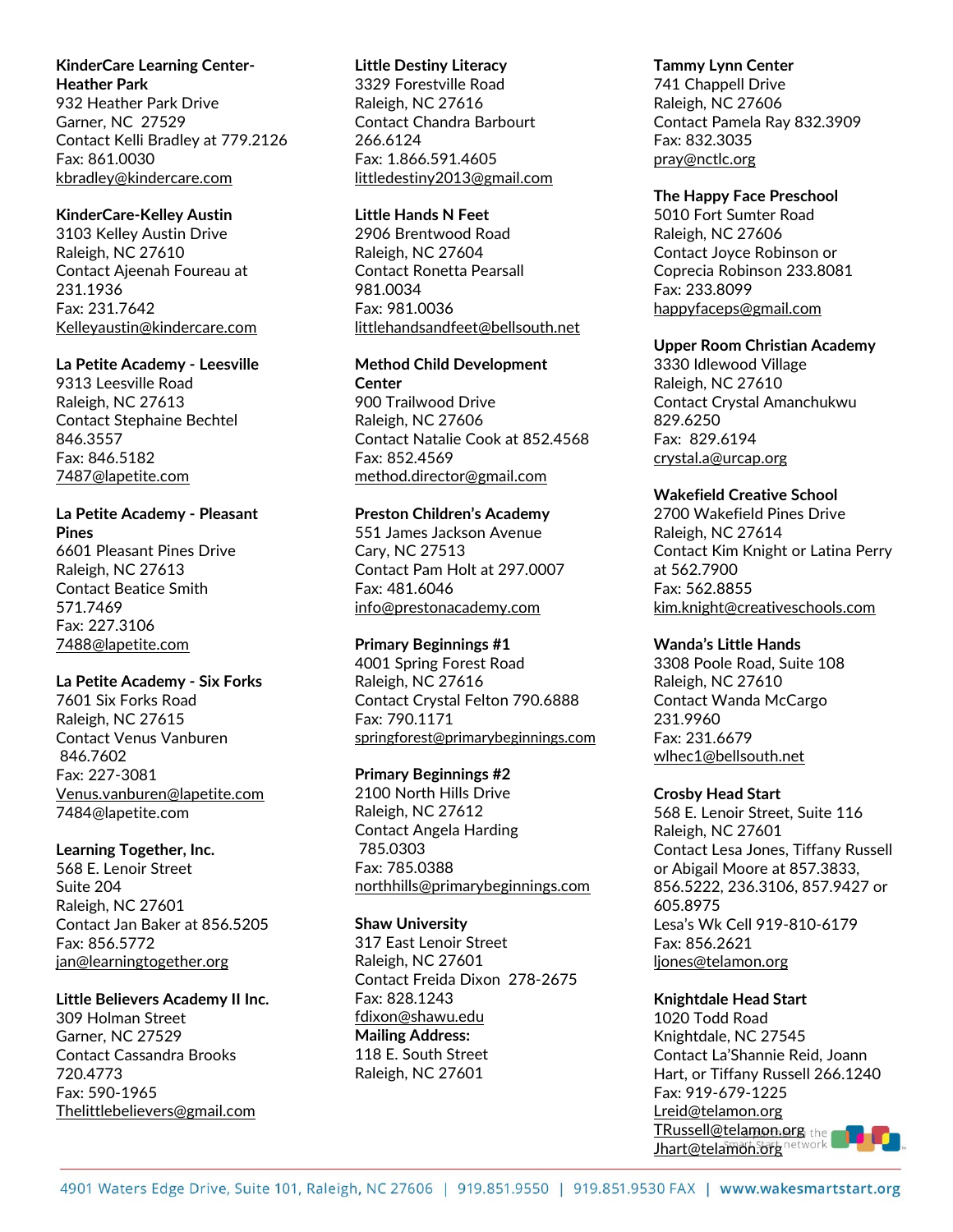**KinderCare Learning Center-Heather Park**
932 Heather Park Drive
Garner, NC 27529
Contact Kelli Bradley at 779.2126
Fax: 861.0030
kbradley@kindercare.com

**KinderCare-Kelley Austin**
3103 Kelley Austin Drive
Raleigh, NC 27610
Contact Ajeenah Foureau at 231.1936
Fax: 231.7642
Kelleyaustin@kindercare.com

**La Petite Academy - Leesville**
9313 Leesville Road
Raleigh, NC 27613
Contact Stephaine Bechtel 846.3557
Fax: 846.5182
7487@lapetite.com

**La Petite Academy - Pleasant Pines**
6601 Pleasant Pines Drive
Raleigh, NC 27613
Contact Beatice Smith 571.7469
Fax: 227.3106
7488@lapetite.com

**La Petite Academy - Six Forks**
7601 Six Forks Road
Raleigh, NC 27615
Contact Venus Vanburen 846.7602
Fax: 227-3081
Venus.vanburen@lapetite.com
7484@lapetite.com

**Learning Together, Inc.**
568 E. Lenoir Street
Suite 204
Raleigh, NC 27601
Contact Jan Baker at 856.5205
Fax: 856.5772
jan@learningtogether.org

**Little Believers Academy II Inc.**
309 Holman Street
Garner, NC 27529
Contact Cassandra Brooks 720.4773
Fax: 590-1965
Thelittlebelievers@gmail.com

**Little Destiny Literacy**
3329 Forestville Road
Raleigh, NC 27616
Contact Chandra Barbourt 266.6124
Fax: 1.866.591.4605
littledestiny2013@gmail.com

**Little Hands N Feet**
2906 Brentwood Road
Raleigh, NC 27604
Contact Ronetta Pearsall 981.0034
Fax: 981.0036
littlehandsandfeet@bellsouth.net

**Method Child Development Center**
900 Trailwood Drive
Raleigh, NC 27606
Contact Natalie Cook at 852.4568
Fax: 852.4569
method.director@gmail.com

**Preston Children's Academy**
551 James Jackson Avenue
Cary, NC 27513
Contact Pam Holt at 297.0007
Fax: 481.6046
info@prestonacademy.com

**Primary Beginnings #1**
4001 Spring Forest Road
Raleigh, NC 27616
Contact Crystal Felton 790.6888
Fax: 790.1171
springforest@primarybeginnings.com

**Primary Beginnings #2**
2100 North Hills Drive
Raleigh, NC 27612
Contact Angela Harding 785.0303
Fax: 785.0388
northhills@primarybeginnings.com

**Shaw University**
317 East Lenoir Street
Raleigh, NC 27601
Contact Freida Dixon 278-2675
Fax: 828.1243
fdixon@shawu.edu
**Mailing Address:**
118 E. South Street
Raleigh, NC 27601

**Tammy Lynn Center**
741 Chappell Drive
Raleigh, NC 27606
Contact Pamela Ray 832.3909
Fax: 832.3035
pray@nctlc.org

**The Happy Face Preschool**
5010 Fort Sumter Road
Raleigh, NC 27606
Contact Joyce Robinson or Coprecia Robinson 233.8081
Fax: 233.8099
happyfaceps@gmail.com

**Upper Room Christian Academy**
3330 Idlewood Village
Raleigh, NC 27610
Contact Crystal Amanchukwu 829.6250
Fax: 829.6194
crystal.a@urcap.org

**Wakefield Creative School**
2700 Wakefield Pines Drive
Raleigh, NC 27614
Contact Kim Knight or Latina Perry at 562.7900
Fax: 562.8855
kim.knight@creativeschools.com

**Wanda's Little Hands**
3308 Poole Road, Suite 108
Raleigh, NC 27610
Contact Wanda McCargo 231.9960
Fax: 231.6679
wlhec1@bellsouth.net

**Crosby Head Start**
568 E. Lenoir Street, Suite 116
Raleigh, NC 27601
Contact Lesa Jones, Tiffany Russell or Abigail Moore at 857.3833, 856.5222, 236.3106, 857.9427 or 605.8975
Lesa's Wk Cell 919-810-6179
Fax: 856.2621
ljones@telamon.org

**Knightdale Head Start**
1020 Todd Road
Knightdale, NC 27545
Contact La'Shannie Reid, Joann Hart, or Tiffany Russell 266.1240
Fax: 919-679-1225
Lreid@telamon.org
TRussell@telamon.org
Jhart@telamon.org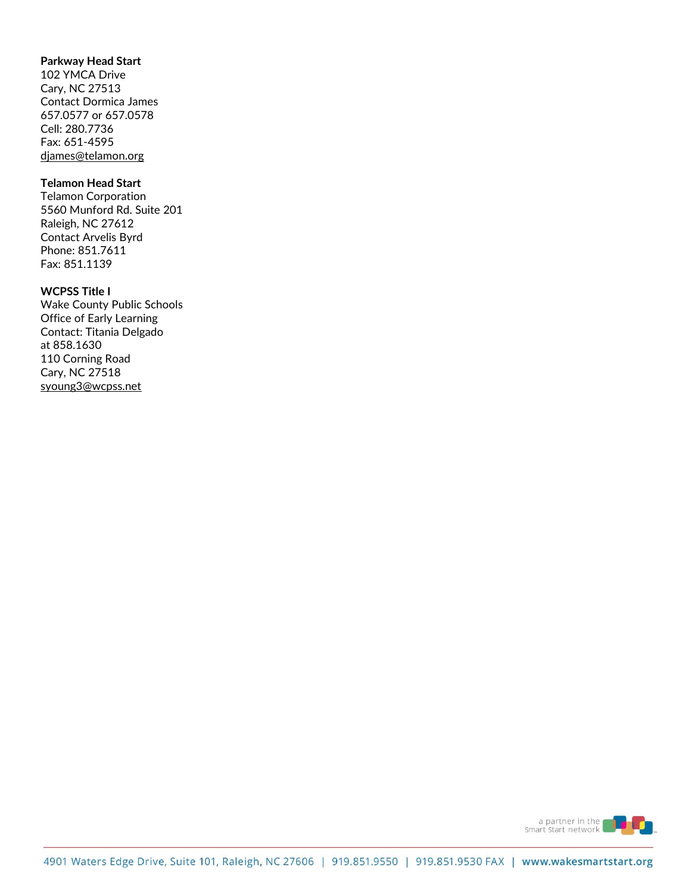**Parkway Head Start**
102 YMCA Drive
Cary, NC 27513
Contact Dormica James
657.0577 or 657.0578
Cell: 280.7736
Fax: 651-4595
djames@telamon.org

**Telamon Head Start**
Telamon Corporation
5560 Munford Rd. Suite 201
Raleigh, NC 27612
Contact Arvelis Byrd
Phone: 851.7611
Fax: 851.1139

**WCPSS Title I**
Wake County Public Schools
Office of Early Learning
Contact: Titania Delgado
at 858.1630
110 Corning Road
Cary, NC 27518
syoung3@wcpss.net